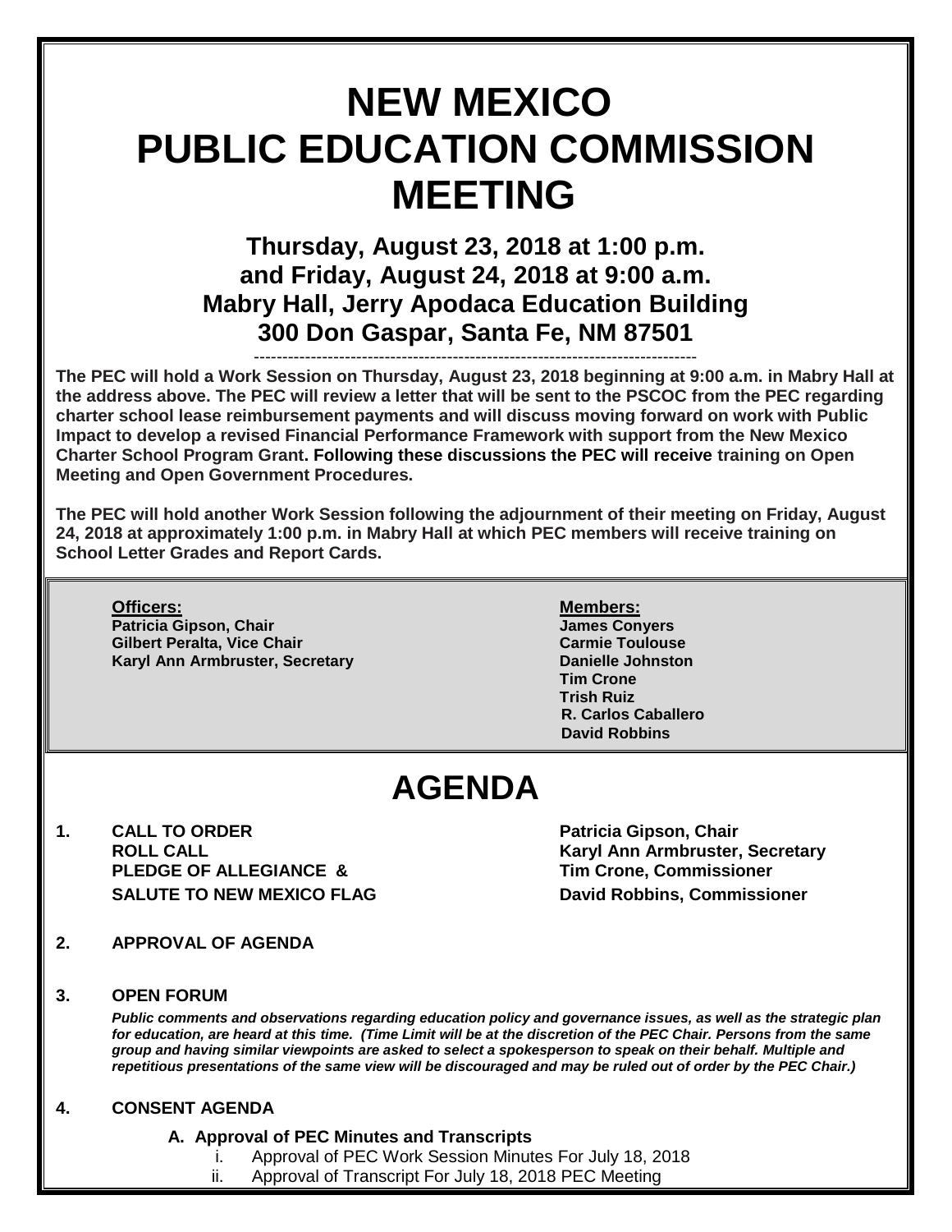# NEW MEXICO PUBLIC EDUCATION COMMISSION MEETING

## Thursday, August 23, 2018 at 1:00 p.m. and Friday, August 24, 2018 at 9:00 a.m. Mabry Hall, Jerry Apodaca Education Building 300 Don Gaspar, Santa Fe, NM 87501

-------------------------------------------------------------------------------

**The PEC will hold a Work Session on Thursday, August 23, 2018 beginning at 9:00 a.m. in Mabry Hall at the address above. The PEC will review a letter that will be sent to the PSCOC from the PEC regarding charter school lease reimbursement payments and will discuss moving forward on work with Public Impact to develop a revised Financial Performance Framework with support from the New Mexico Charter School Program Grant. Following these discussions the PEC will receive training on Open Meeting and Open Government Procedures.**

**The PEC will hold another Work Session following the adjournment of their meeting on Friday, August 24, 2018 at approximately 1:00 p.m. in Mabry Hall at which PEC members will receive training on School Letter Grades and Report Cards.**

**Officers:**
**Patricia Gipson, Chair**
**Gilbert Peralta, Vice Chair**
**Karyl Ann Armbruster, Secretary**

**Members:**
**James Conyers**
**Carmie Toulouse**
**Danielle Johnston**
**Tim Crone**
**Trish Ruiz**
**R. Carlos Caballero**
**David Robbins**

# AGENDA

**1. CALL TO ORDER** — **Patricia Gipson, Chair**
**ROLL CALL** — **Karyl Ann Armbruster, Secretary**
**PLEDGE OF ALLEGIANCE &** — **Tim Crone, Commissioner**
**SALUTE TO NEW MEXICO FLAG** — **David Robbins, Commissioner**

**2. APPROVAL OF AGENDA**

**3. OPEN FORUM**

***Public comments and observations regarding education policy and governance issues, as well as the strategic plan for education, are heard at this time. (Time Limit will be at the discretion of the PEC Chair. Persons from the same group and having similar viewpoints are asked to select a spokesperson to speak on their behalf. Multiple and repetitious presentations of the same view will be discouraged and may be ruled out of order by the PEC Chair.)***

**4. CONSENT AGENDA**

**A. Approval of PEC Minutes and Transcripts**

i. Approval of PEC Work Session Minutes For July 18, 2018
ii. Approval of Transcript For July 18, 2018 PEC Meeting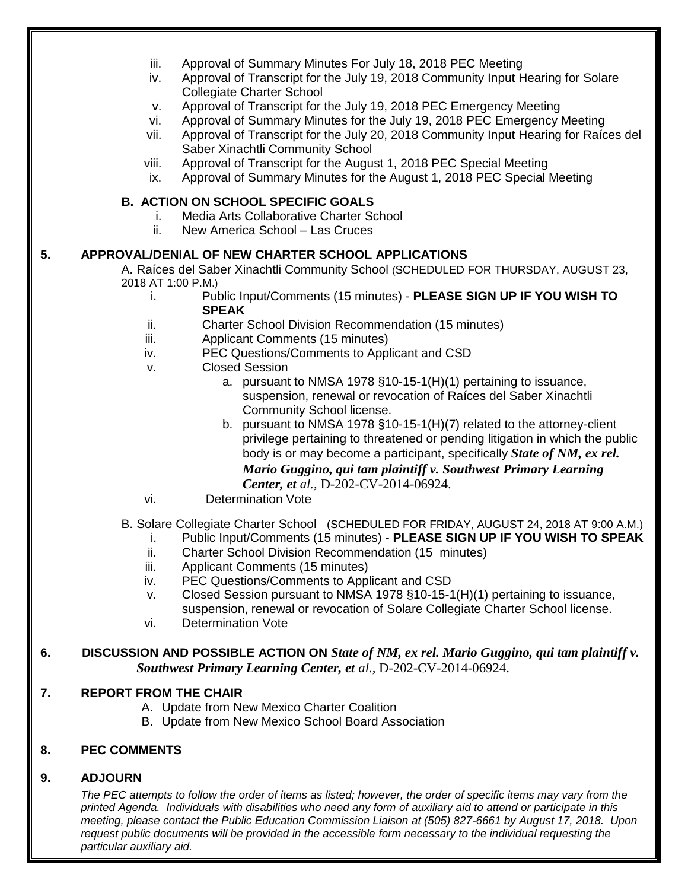iii. Approval of Summary Minutes For July 18, 2018 PEC Meeting
iv. Approval of Transcript for the July 19, 2018 Community Input Hearing for Solare Collegiate Charter School
v. Approval of Transcript for the July 19, 2018 PEC Emergency Meeting
vi. Approval of Summary Minutes for the July 19, 2018 PEC Emergency Meeting
vii. Approval of Transcript for the July 20, 2018 Community Input Hearing for Raíces del Saber Xinachtli Community School
viii. Approval of Transcript for the August 1, 2018 PEC Special Meeting
ix. Approval of Summary Minutes for the August 1, 2018 PEC Special Meeting

**B. ACTION ON SCHOOL SPECIFIC GOALS**

i. Media Arts Collaborative Charter School
ii. New America School – Las Cruces

**5. APPROVAL/DENIAL OF NEW CHARTER SCHOOL APPLICATIONS**

A. Raíces del Saber Xinachtli Community School (SCHEDULED FOR THURSDAY, AUGUST 23, 2018 AT 1:00 P.M.)

i. Public Input/Comments (15 minutes) - **PLEASE SIGN UP IF YOU WISH TO SPEAK**
ii. Charter School Division Recommendation (15 minutes)
iii. Applicant Comments (15 minutes)
iv. PEC Questions/Comments to Applicant and CSD
v. Closed Session
   a. pursuant to NMSA 1978 §10-15-1(H)(1) pertaining to issuance, suspension, renewal or revocation of Raíces del Saber Xinachtli Community School license.
   b. pursuant to NMSA 1978 §10-15-1(H)(7) related to the attorney-client privilege pertaining to threatened or pending litigation in which the public body is or may become a participant, specifically ***State of NM, ex rel. Mario Guggino, qui tam plaintiff v. Southwest Primary Learning Center, et** al.*, D-202-CV-2014-06924.
vi. Determination Vote

B. Solare Collegiate Charter School (SCHEDULED FOR FRIDAY, AUGUST 24, 2018 AT 9:00 A.M.)

i. Public Input/Comments (15 minutes) - **PLEASE SIGN UP IF YOU WISH TO SPEAK**
ii. Charter School Division Recommendation (15 minutes)
iii. Applicant Comments (15 minutes)
iv. PEC Questions/Comments to Applicant and CSD
v. Closed Session pursuant to NMSA 1978 §10-15-1(H)(1) pertaining to issuance, suspension, renewal or revocation of Solare Collegiate Charter School license.
vi. Determination Vote

**6. DISCUSSION AND POSSIBLE ACTION ON *State of NM, ex rel. Mario Guggino, qui tam plaintiff v. Southwest Primary Learning Center, et** al.*, D-202-CV-2014-06924.

**7. REPORT FROM THE CHAIR**

A. Update from New Mexico Charter Coalition
B. Update from New Mexico School Board Association

**8. PEC COMMENTS**

**9. ADJOURN**

*The PEC attempts to follow the order of items as listed; however, the order of specific items may vary from the printed Agenda. Individuals with disabilities who need any form of auxiliary aid to attend or participate in this meeting, please contact the Public Education Commission Liaison at (505) 827-6661 by August 17, 2018. Upon request public documents will be provided in the accessible form necessary to the individual requesting the particular auxiliary aid.*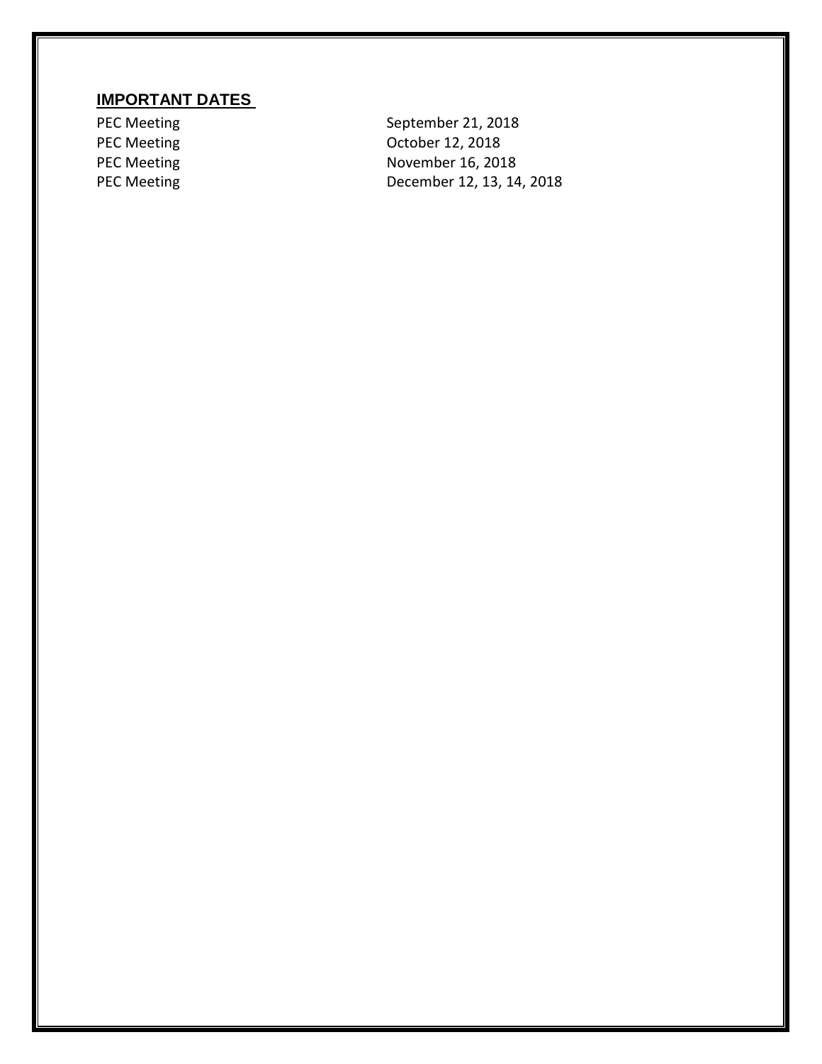## IMPORTANT DATES

| | |
|---|---|
| PEC Meeting | September 21, 2018 |
| PEC Meeting | October 12, 2018 |
| PEC Meeting | November 16, 2018 |
| PEC Meeting | December 12, 13, 14, 2018 |